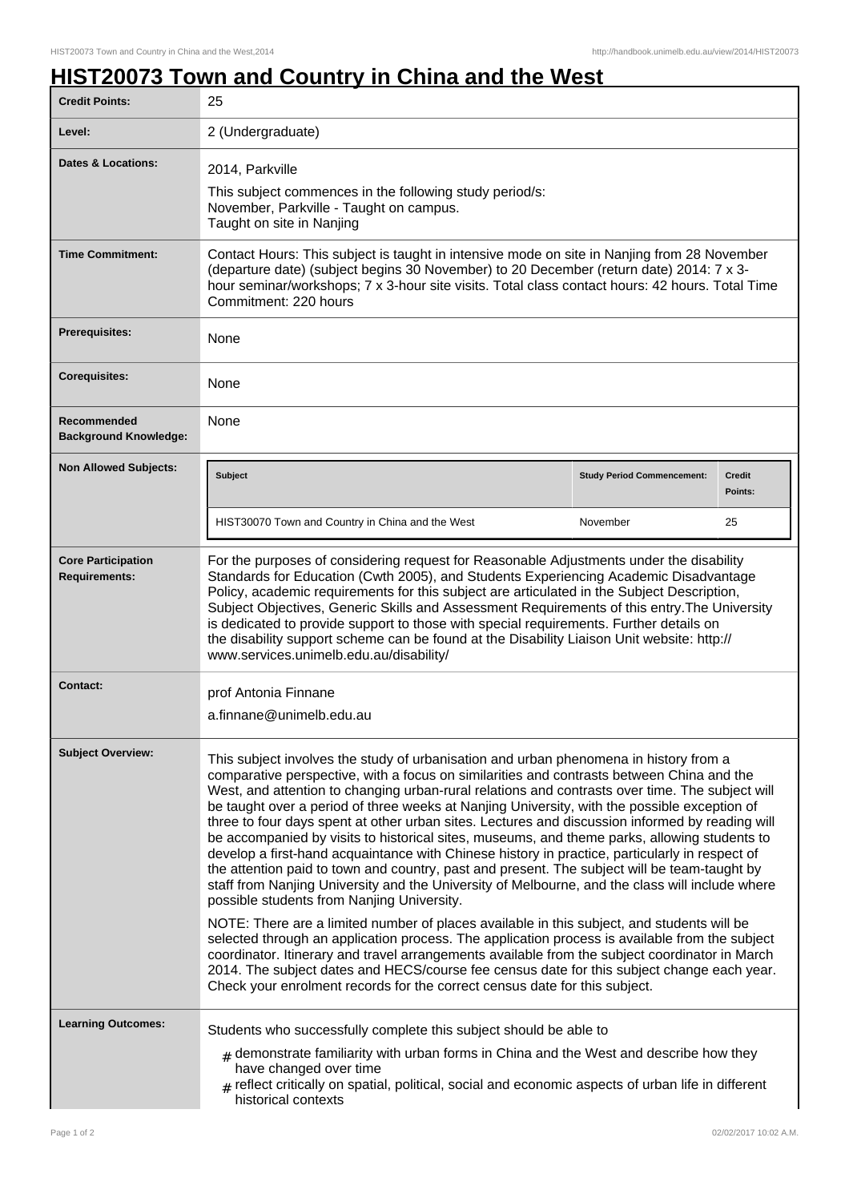# HIST20073 Town and Country in China and the West

| | |
|---|---|
| **Credit Points:** | 25 |
| **Level:** | 2 (Undergraduate) |
| **Dates & Locations:** | 2014, Parkville<br>This subject commences in the following study period/s:<br>November, Parkville - Taught on campus.<br>Taught on site in Nanjing |
| **Time Commitment:** | Contact Hours: This subject is taught in intensive mode on site in Nanjing from 28 November (departure date) (subject begins 30 November) to 20 December (return date) 2014: 7 x 3-hour seminar/workshops; 7 x 3-hour site visits. Total class contact hours: 42 hours. Total Time Commitment: 220 hours |
| **Prerequisites:** | None |
| **Corequisites:** | None |
| **Recommended Background Knowledge:** | None |
| **Non Allowed Subjects:** | **Subject**: HIST30070 Town and Country in China and the West; **Study Period Commencement**: November; **Credit Points**: 25 |
| **Core Participation Requirements:** | For the purposes of considering request for Reasonable Adjustments under the disability Standards for Education (Cwth 2005), and Students Experiencing Academic Disadvantage Policy, academic requirements for this subject are articulated in the Subject Description, Subject Objectives, Generic Skills and Assessment Requirements of this entry.The University is dedicated to provide support to those with special requirements. Further details on the disability support scheme can be found at the Disability Liaison Unit website: http://www.services.unimelb.edu.au/disability/ |
| **Contact:** | prof Antonia Finnane<br>a.finnane@unimelb.edu.au |
| **Subject Overview:** | This subject involves the study of urbanisation and urban phenomena in history from a comparative perspective, with a focus on similarities and contrasts between China and the West, and attention to changing urban-rural relations and contrasts over time. The subject will be taught over a period of three weeks at Nanjing University, with the possible exception of three to four days spent at other urban sites. Lectures and discussion informed by reading will be accompanied by visits to historical sites, museums, and theme parks, allowing students to develop a first-hand acquaintance with Chinese history in practice, particularly in respect of the attention paid to town and country, past and present. The subject will be team-taught by staff from Nanjing University and the University of Melbourne, and the class will include where possible students from Nanjing University.<br><br>NOTE: There are a limited number of places available in this subject, and students will be selected through an application process. The application process is available from the subject coordinator. Itinerary and travel arrangements available from the subject coordinator in March 2014. The subject dates and HECS/course fee census date for this subject change each year. Check your enrolment records for the correct census date for this subject. |
| **Learning Outcomes:** | Students who successfully complete this subject should be able to<br># demonstrate familiarity with urban forms in China and the West and describe how they have changed over time<br># reflect critically on spatial, political, social and economic aspects of urban life in different historical contexts |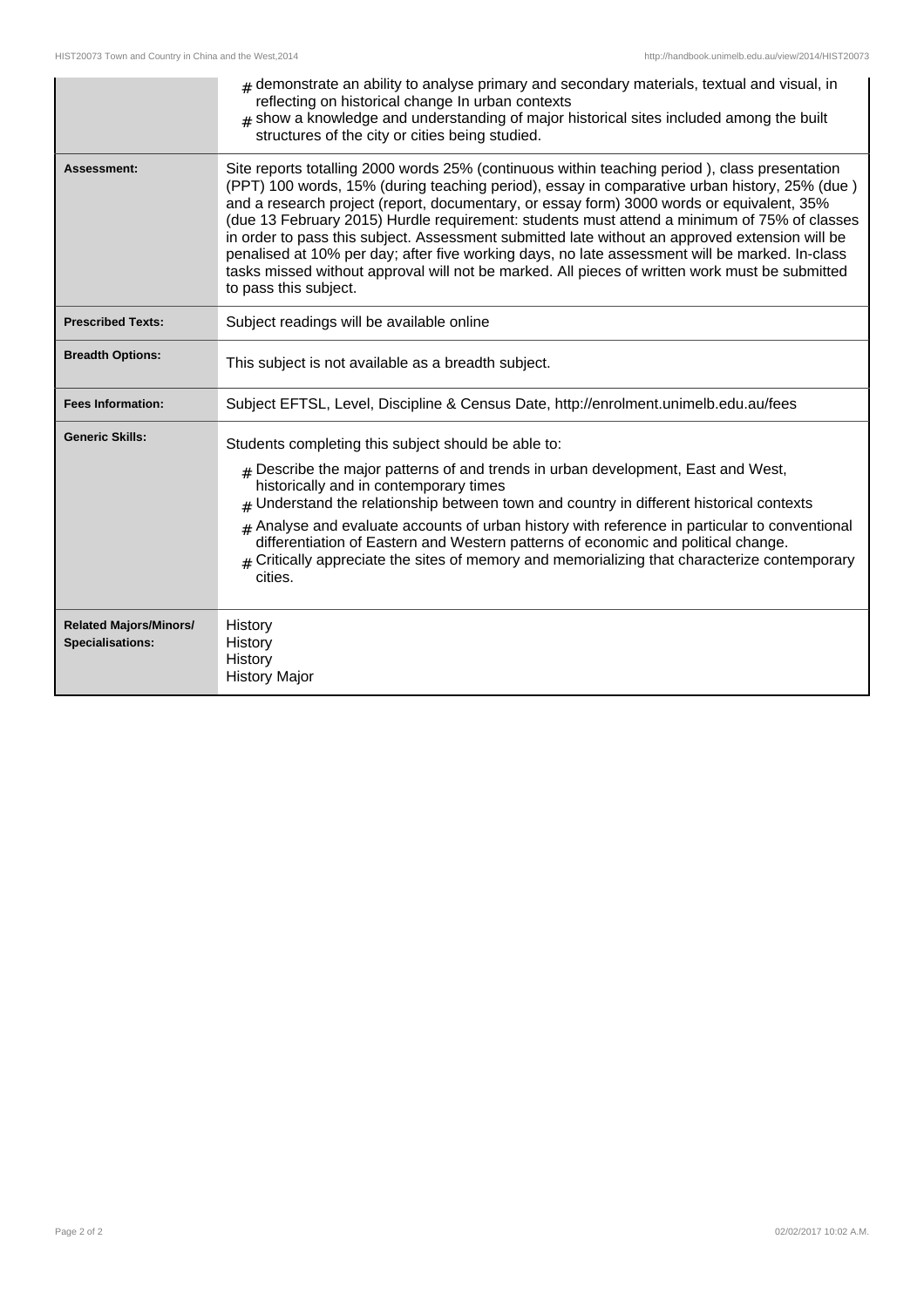| | |
|---|---|
| | # demonstrate an ability to analyse primary and secondary materials, textual and visual, in reflecting on historical change In urban contexts<br># show a knowledge and understanding of major historical sites included among the built structures of the city or cities being studied. |
| **Assessment:** | Site reports totalling 2000 words 25% (continuous within teaching period ), class presentation (PPT) 100 words, 15% (during teaching period), essay in comparative urban history, 25% (due ) and a research project (report, documentary, or essay form) 3000 words or equivalent, 35% (due 13 February 2015) Hurdle requirement: students must attend a minimum of 75% of classes in order to pass this subject. Assessment submitted late without an approved extension will be penalised at 10% per day; after five working days, no late assessment will be marked. In-class tasks missed without approval will not be marked. All pieces of written work must be submitted to pass this subject. |
| **Prescribed Texts:** | Subject readings will be available online |
| **Breadth Options:** | This subject is not available as a breadth subject. |
| **Fees Information:** | Subject EFTSL, Level, Discipline & Census Date, http://enrolment.unimelb.edu.au/fees |
| **Generic Skills:** | Students completing this subject should be able to:<br># Describe the major patterns of and trends in urban development, East and West, historically and in contemporary times<br># Understand the relationship between town and country in different historical contexts<br># Analyse and evaluate accounts of urban history with reference in particular to conventional differentiation of Eastern and Western patterns of economic and political change.<br># Critically appreciate the sites of memory and memorializing that characterize contemporary cities. |
| **Related Majors/Minors/ Specialisations:** | History<br>History<br>History<br>History Major |